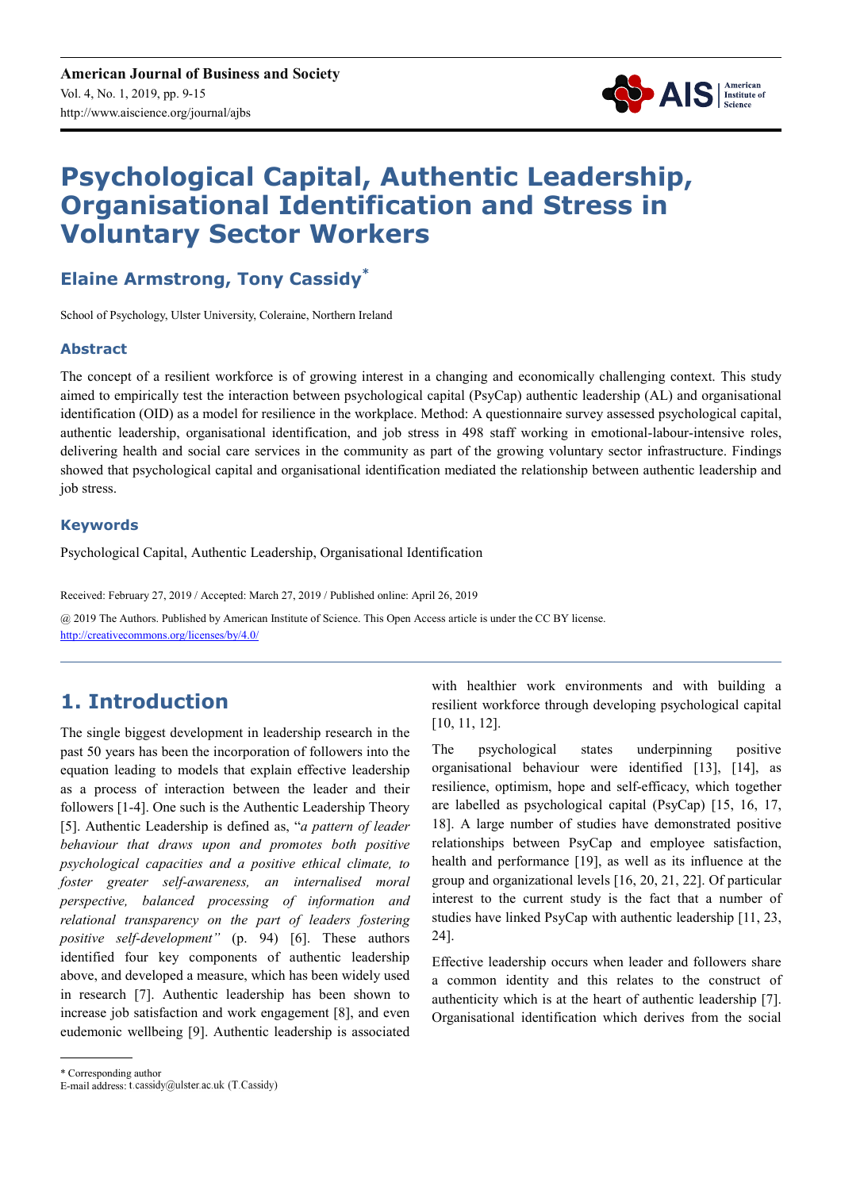# Psychological Capital, Authentic Leadership, Organisational Identification and Stress in Voluntary Sector Workers

## Elaine Armstrong, Tony Cassidy*

School of Psychology, Ulster University, Coleraine, Northern Ireland

### Abstract

The concept of a resilient workforce is of growing interest in a changing and economically challenging context. This study aimed to empirically test the interaction between psychological capital (PsyCap) authentic leadership (AL) and organisational identification (OID) as a model for resilience in the workplace. Method: A questionnaire survey assessed psychological capital, authentic leadership, organisational identification, and job stress in 498 staff working in emotional-labour-intensive roles, delivering health and social care services in the community as part of the growing voluntary sector infrastructure. Findings showed that psychological capital and organisational identification mediated the relationship between authentic leadership and job stress.

### Keywords

Psychological Capital, Authentic Leadership, Organisational Identification

Received: February 27, 2019 / Accepted: March 27, 2019 / Published online: April 26, 2019

@ 2019 The Authors. Published by American Institute of Science. This Open Access article is under the CC BY license. http://creativecommons.org/licenses/by/4.0/

## 1. Introduction

The single biggest development in leadership research in the past 50 years has been the incorporation of followers into the equation leading to models that explain effective leadership as a process of interaction between the leader and their followers [1-4]. One such is the Authentic Leadership Theory [5]. Authentic Leadership is defined as, "*a pattern of leader behaviour that draws upon and promotes both positive psychological capacities and a positive ethical climate, to foster greater self-awareness, an internalised moral perspective, balanced processing of information and relational transparency on the part of leaders fostering positive self-development"* (p. 94) [6]. These authors identified four key components of authentic leadership above, and developed a measure, which has been widely used in research [7]. Authentic leadership has been shown to increase job satisfaction and work engagement [8], and even eudemonic wellbeing [9]. Authentic leadership is associated with healthier work environments and with building a resilient workforce through developing psychological capital [10, 11, 12].

The psychological states underpinning positive organisational behaviour were identified [13], [14], as resilience, optimism, hope and self-efficacy, which together are labelled as psychological capital (PsyCap) [15, 16, 17, 18]. A large number of studies have demonstrated positive relationships between PsyCap and employee satisfaction, health and performance [19], as well as its influence at the group and organizational levels [16, 20, 21, 22]. Of particular interest to the current study is the fact that a number of studies have linked PsyCap with authentic leadership [11, 23, 24].

Effective leadership occurs when leader and followers share a common identity and this relates to the construct of authenticity which is at the heart of authentic leadership [7]. Organisational identification which derives from the social

* Corresponding author
E-mail address: t.cassidy@ulster.ac.uk (T. Cassidy)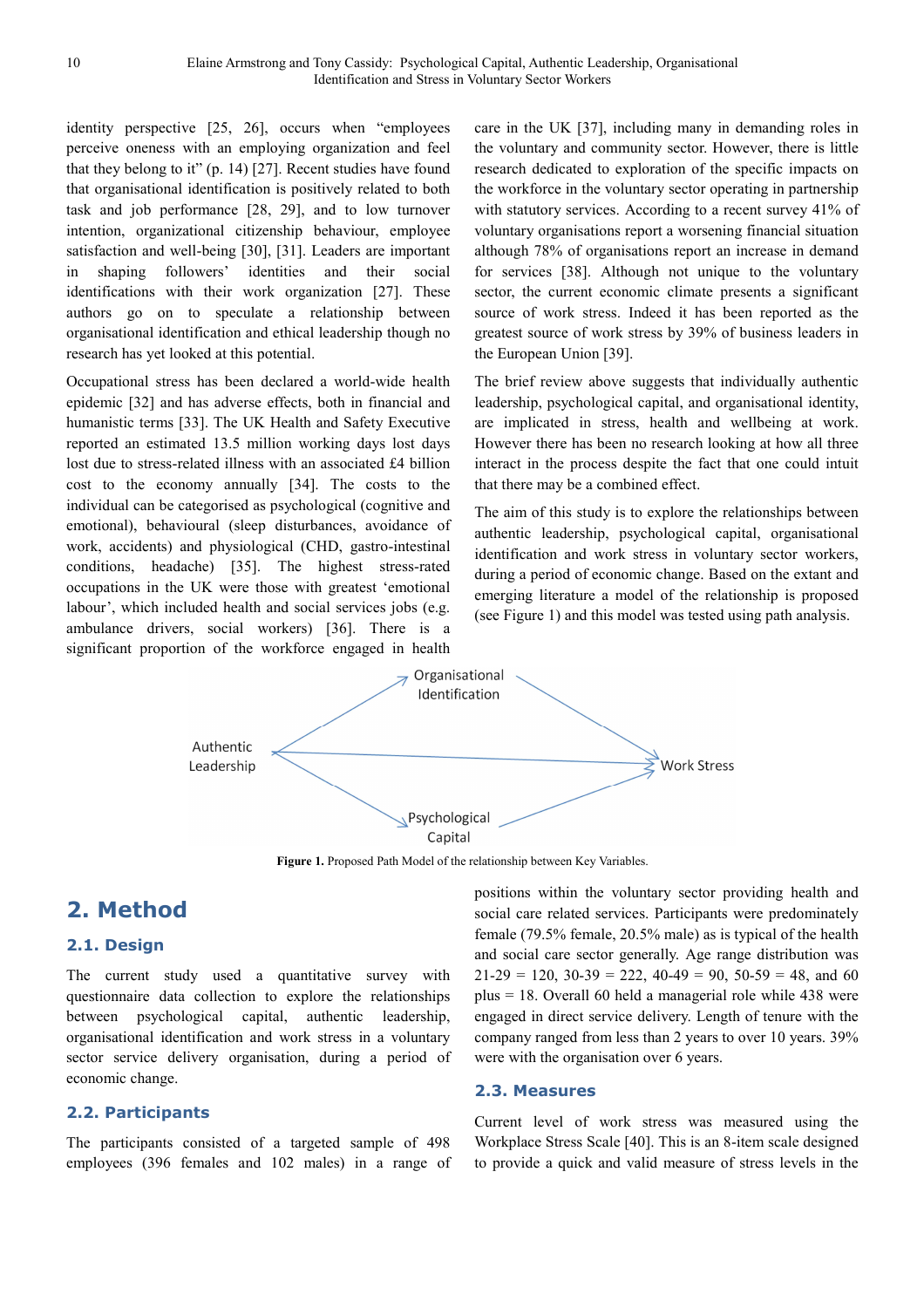identity perspective [25, 26], occurs when "employees perceive oneness with an employing organization and feel that they belong to it" (p. 14) [27]. Recent studies have found that organisational identification is positively related to both task and job performance [28, 29], and to low turnover intention, organizational citizenship behaviour, employee satisfaction and well-being [30], [31]. Leaders are important in shaping followers' identities and their social identifications with their work organization [27]. These authors go on to speculate a relationship between organisational identification and ethical leadership though no research has yet looked at this potential.

Occupational stress has been declared a world-wide health epidemic [32] and has adverse effects, both in financial and humanistic terms [33]. The UK Health and Safety Executive reported an estimated 13.5 million working days lost days lost due to stress-related illness with an associated £4 billion cost to the economy annually [34]. The costs to the individual can be categorised as psychological (cognitive and emotional), behavioural (sleep disturbances, avoidance of work, accidents) and physiological (CHD, gastro-intestinal conditions, headache) [35]. The highest stress-rated occupations in the UK were those with greatest 'emotional labour', which included health and social services jobs (e.g. ambulance drivers, social workers) [36]. There is a significant proportion of the workforce engaged in health care in the UK [37], including many in demanding roles in the voluntary and community sector. However, there is little research dedicated to exploration of the specific impacts on the workforce in the voluntary sector operating in partnership with statutory services. According to a recent survey 41% of voluntary organisations report a worsening financial situation although 78% of organisations report an increase in demand for services [38]. Although not unique to the voluntary sector, the current economic climate presents a significant source of work stress. Indeed it has been reported as the greatest source of work stress by 39% of business leaders in the European Union [39].

The brief review above suggests that individually authentic leadership, psychological capital, and organisational identity, are implicated in stress, health and wellbeing at work. However there has been no research looking at how all three interact in the process despite the fact that one could intuit that there may be a combined effect.

The aim of this study is to explore the relationships between authentic leadership, psychological capital, organisational identification and work stress in voluntary sector workers, during a period of economic change. Based on the extant and emerging literature a model of the relationship is proposed (see Figure 1) and this model was tested using path analysis.

**Figure 1.** Proposed Path Model of the relationship between Key Variables.

## 2. Method

### 2.1. Design

The current study used a quantitative survey with questionnaire data collection to explore the relationships between psychological capital, authentic leadership, organisational identification and work stress in a voluntary sector service delivery organisation, during a period of economic change.

### 2.2. Participants

The participants consisted of a targeted sample of 498 employees (396 females and 102 males) in a range of positions within the voluntary sector providing health and social care related services. Participants were predominately female (79.5% female, 20.5% male) as is typical of the health and social care sector generally. Age range distribution was 21-29 = 120, 30-39 = 222, 40-49 = 90, 50-59 = 48, and 60 plus = 18. Overall 60 held a managerial role while 438 were engaged in direct service delivery. Length of tenure with the company ranged from less than 2 years to over 10 years. 39% were with the organisation over 6 years.

### 2.3. Measures

Current level of work stress was measured using the Workplace Stress Scale [40]. This is an 8-item scale designed to provide a quick and valid measure of stress levels in the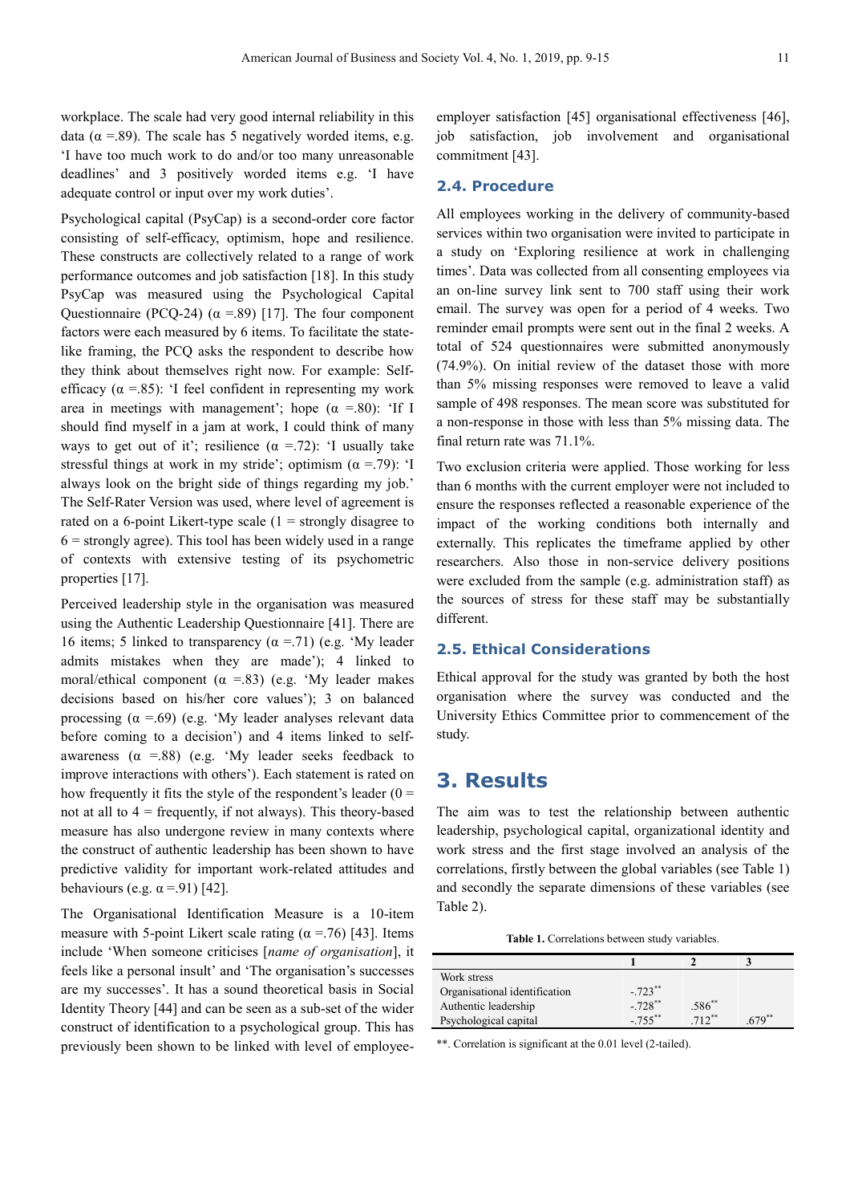workplace. The scale had very good internal reliability in this data (α =.89). The scale has 5 negatively worded items, e.g. 'I have too much work to do and/or too many unreasonable deadlines' and 3 positively worded items e.g. 'I have adequate control or input over my work duties'.

Psychological capital (PsyCap) is a second-order core factor consisting of self-efficacy, optimism, hope and resilience. These constructs are collectively related to a range of work performance outcomes and job satisfaction [18]. In this study PsyCap was measured using the Psychological Capital Questionnaire (PCQ-24) (α =.89) [17]. The four component factors were each measured by 6 items. To facilitate the state-like framing, the PCQ asks the respondent to describe how they think about themselves right now. For example: Self-efficacy (α =.85): 'I feel confident in representing my work area in meetings with management'; hope (α =.80): 'If I should find myself in a jam at work, I could think of many ways to get out of it'; resilience (α =.72): 'I usually take stressful things at work in my stride'; optimism (α =.79): 'I always look on the bright side of things regarding my job.' The Self-Rater Version was used, where level of agreement is rated on a 6-point Likert-type scale (1 = strongly disagree to 6 = strongly agree). This tool has been widely used in a range of contexts with extensive testing of its psychometric properties [17].

Perceived leadership style in the organisation was measured using the Authentic Leadership Questionnaire [41]. There are 16 items; 5 linked to transparency (α =.71) (e.g. 'My leader admits mistakes when they are made'); 4 linked to moral/ethical component (α =.83) (e.g. 'My leader makes decisions based on his/her core values'); 3 on balanced processing (α =.69) (e.g. 'My leader analyses relevant data before coming to a decision') and 4 items linked to self-awareness (α =.88) (e.g. 'My leader seeks feedback to improve interactions with others'). Each statement is rated on how frequently it fits the style of the respondent's leader (0 = not at all to 4 = frequently, if not always). This theory-based measure has also undergone review in many contexts where the construct of authentic leadership has been shown to have predictive validity for important work-related attitudes and behaviours (e.g. α =.91) [42].

The Organisational Identification Measure is a 10-item measure with 5-point Likert scale rating (α =.76) [43]. Items include 'When someone criticises [*name of organisation*], it feels like a personal insult' and 'The organisation's successes are my successes'. It has a sound theoretical basis in Social Identity Theory [44] and can be seen as a sub-set of the wider construct of identification to a psychological group. This has previously been shown to be linked with level of employee-employer satisfaction [45] organisational effectiveness [46], job satisfaction, job involvement and organisational commitment [43].

## 2.4. Procedure

All employees working in the delivery of community-based services within two organisation were invited to participate in a study on 'Exploring resilience at work in challenging times'. Data was collected from all consenting employees via an on-line survey link sent to 700 staff using their work email. The survey was open for a period of 4 weeks. Two reminder email prompts were sent out in the final 2 weeks. A total of 524 questionnaires were submitted anonymously (74.9%). On initial review of the dataset those with more than 5% missing responses were removed to leave a valid sample of 498 responses. The mean score was substituted for a non-response in those with less than 5% missing data. The final return rate was 71.1%.

Two exclusion criteria were applied. Those working for less than 6 months with the current employer were not included to ensure the responses reflected a reasonable experience of the impact of the working conditions both internally and externally. This replicates the timeframe applied by other researchers. Also those in non-service delivery positions were excluded from the sample (e.g. administration staff) as the sources of stress for these staff may be substantially different.

## 2.5. Ethical Considerations

Ethical approval for the study was granted by both the host organisation where the survey was conducted and the University Ethics Committee prior to commencement of the study.

# 3. Results

The aim was to test the relationship between authentic leadership, psychological capital, organizational identity and work stress and the first stage involved an analysis of the correlations, firstly between the global variables (see Table 1) and secondly the separate dimensions of these variables (see Table 2).

**Table 1.** Correlations between study variables.

| | 1 | 2 | 3 |
|---|---|---|---|
| Work stress | | | |
| Organisational identification | -.723** | | |
| Authentic leadership | -.728** | .586** | |
| Psychological capital | -.755** | .712** | .679** |

**. Correlation is significant at the 0.01 level (2-tailed).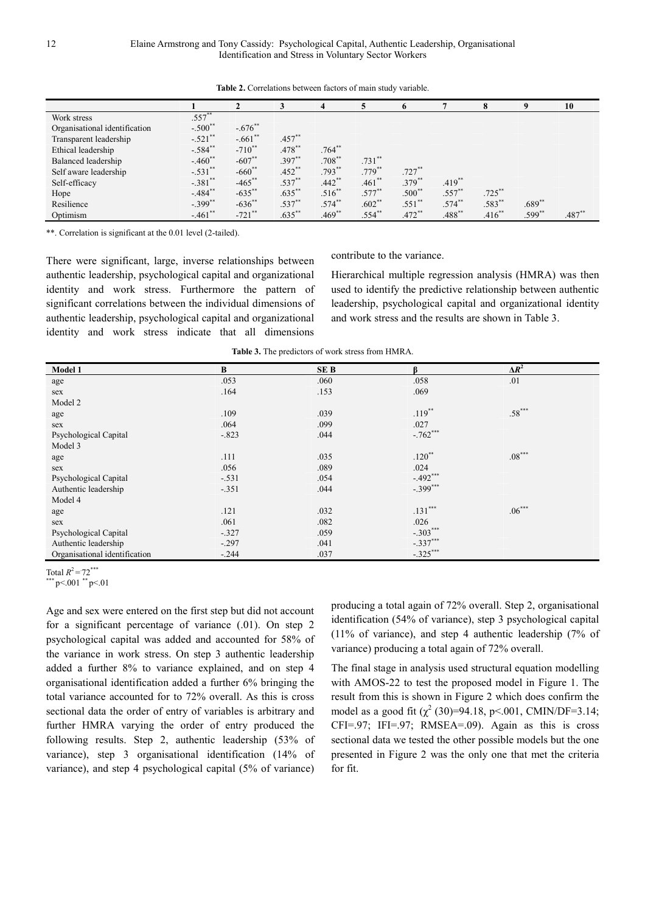**Table 2.** Correlations between factors of main study variable.

| | 1 | 2 | 3 | 4 | 5 | 6 | 7 | 8 | 9 | 10 |
|---|---|---|---|---|---|---|---|---|---|---|
| Work stress | .557** | | | | | | | | | |
| Organisational identification | -.500** | -.676** | | | | | | | | |
| Transparent leadership | -.521** | -.661** | .457** | | | | | | | |
| Ethical leadership | -.584** | -.710** | .478** | .764** | | | | | | |
| Balanced leadership | -.460** | -607** | .397** | .708** | .731** | | | | | |
| Self aware leadership | -.531** | -660** | .452** | .793** | .779** | .727** | | | | |
| Self-efficacy | -.381** | -465** | .537** | .442** | .461** | .379** | .419** | | | |
| Hope | -.484** | -635** | .635** | .516** | .577** | .500** | .557** | .725** | | |
| Resilience | -.399** | -636** | .537** | .574** | .602** | .551** | .574** | .583** | .689** | |
| Optimism | -.461** | -721** | .635** | .469** | .554** | .472** | .488** | .416** | .599** | .487** |

**. Correlation is significant at the 0.01 level (2-tailed).

There were significant, large, inverse relationships between authentic leadership, psychological capital and organizational identity and work stress. Furthermore the pattern of significant correlations between the individual dimensions of authentic leadership, psychological capital and organizational identity and work stress indicate that all dimensions contribute to the variance.

Hierarchical multiple regression analysis (HMRA) was then used to identify the predictive relationship between authentic leadership, psychological capital and organizational identity and work stress and the results are shown in Table 3.

**Table 3.** The predictors of work stress from HMRA.

| Model 1 | B | SE B | β | $\Delta R^2$ |
|---|---|---|---|---|
| age | .053 | .060 | .058 | .01 |
| sex | .164 | .153 | .069 | |
| Model 2 | | | | |
| age | .109 | .039 | .119** | .58*** |
| sex | .064 | .099 | .027 | |
| Psychological Capital | -.823 | .044 | -.762*** | |
| Model 3 | | | | |
| age | .111 | .035 | .120** | .08*** |
| sex | .056 | .089 | .024 | |
| Psychological Capital | -.531 | .054 | -.492*** | |
| Authentic leadership | -.351 | .044 | -.399*** | |
| Model 4 | | | | |
| age | .121 | .032 | .131*** | .06*** |
| sex | .061 | .082 | .026 | |
| Psychological Capital | -.327 | .059 | -.303*** | |
| Authentic leadership | -.297 | .041 | -.337*** | |
| Organisational identification | -.244 | .037 | -.325*** | |

Total $R^2$ = 72***

*** p<.001 ** p<.01

Age and sex were entered on the first step but did not account for a significant percentage of variance (.01). On step 2 psychological capital was added and accounted for 58% of the variance in work stress. On step 3 authentic leadership added a further 8% to variance explained, and on step 4 organisational identification added a further 6% bringing the total variance accounted for to 72% overall. As this is cross sectional data the order of entry of variables is arbitrary and further HMRA varying the order of entry produced the following results. Step 2, authentic leadership (53% of variance), step 3 organisational identification (14% of variance), and step 4 psychological capital (5% of variance) producing a total again of 72% overall. Step 2, organisational identification (54% of variance), step 3 psychological capital (11% of variance), and step 4 authentic leadership (7% of variance) producing a total again of 72% overall.

The final stage in analysis used structural equation modelling with AMOS-22 to test the proposed model in Figure 1. The result from this is shown in Figure 2 which does confirm the model as a good fit ($\chi^2$ (30)=94.18, p<.001, CMIN/DF=3.14; CFI=.97; IFI=.97; RMSEA=.09). Again as this is cross sectional data we tested the other possible models but the one presented in Figure 2 was the only one that met the criteria for fit.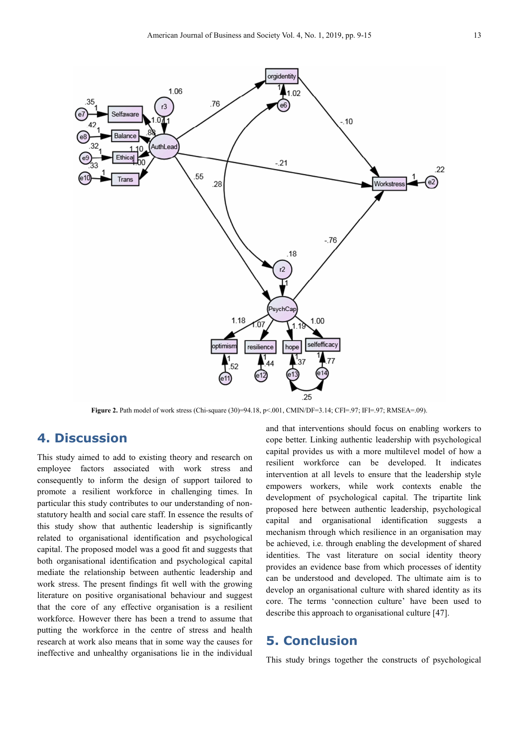**Figure 2.** Path model of work stress (Chi-square (30)=94.18, p<.001, CMIN/DF=3.14; CFI=.97; IFI=.97; RMSEA=.09).

## 4. Discussion

This study aimed to add to existing theory and research on employee factors associated with work stress and consequently to inform the design of support tailored to promote a resilient workforce in challenging times. In particular this study contributes to our understanding of non-statutory health and social care staff. In essence the results of this study show that authentic leadership is significantly related to organisational identification and psychological capital. The proposed model was a good fit and suggests that both organisational identification and psychological capital mediate the relationship between authentic leadership and work stress. The present findings fit well with the growing literature on positive organisational behaviour and suggest that the core of any effective organisation is a resilient workforce. However there has been a trend to assume that putting the workforce in the centre of stress and health research at work also means that in some way the causes for ineffective and unhealthy organisations lie in the individual and that interventions should focus on enabling workers to cope better. Linking authentic leadership with psychological capital provides us with a more multilevel model of how a resilient workforce can be developed. It indicates intervention at all levels to ensure that the leadership style empowers workers, while work contexts enable the development of psychological capital. The tripartite link proposed here between authentic leadership, psychological capital and organisational identification suggests a mechanism through which resilience in an organisation may be achieved, i.e. through enabling the development of shared identities. The vast literature on social identity theory provides an evidence base from which processes of identity can be understood and developed. The ultimate aim is to develop an organisational culture with shared identity as its core. The terms 'connection culture' have been used to describe this approach to organisational culture [47].

## 5. Conclusion

This study brings together the constructs of psychological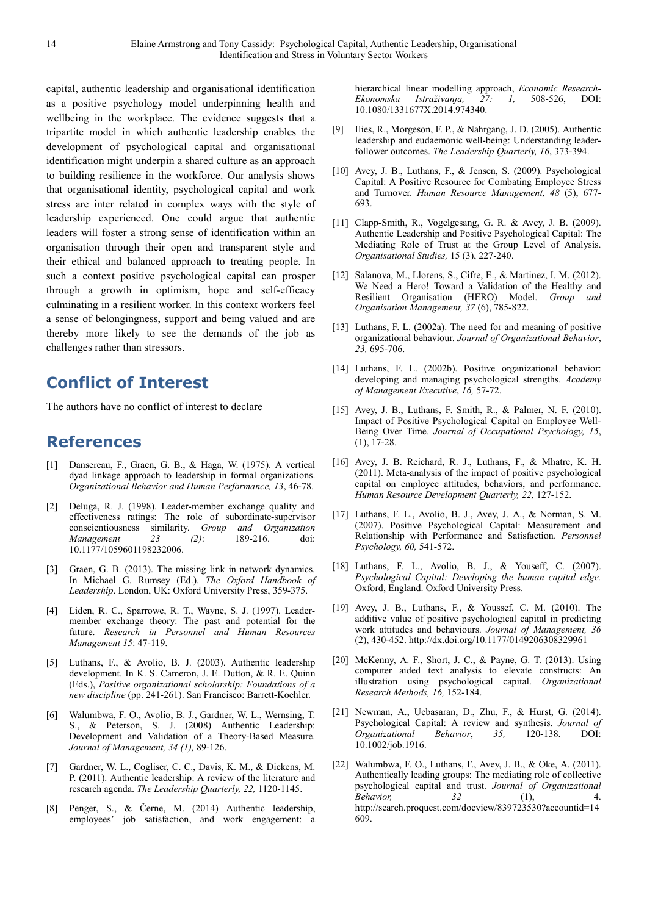capital, authentic leadership and organisational identification as a positive psychology model underpinning health and wellbeing in the workplace. The evidence suggests that a tripartite model in which authentic leadership enables the development of psychological capital and organisational identification might underpin a shared culture as an approach to building resilience in the workforce. Our analysis shows that organisational identity, psychological capital and work stress are inter related in complex ways with the style of leadership experienced. One could argue that authentic leaders will foster a strong sense of identification within an organisation through their open and transparent style and their ethical and balanced approach to treating people. In such a context positive psychological capital can prosper through a growth in optimism, hope and self-efficacy culminating in a resilient worker. In this context workers feel a sense of belongingness, support and being valued and are thereby more likely to see the demands of the job as challenges rather than stressors.

## Conflict of Interest

The authors have no conflict of interest to declare

## References

[1] Dansereau, F., Graen, G. B., & Haga, W. (1975). A vertical dyad linkage approach to leadership in formal organizations. *Organizational Behavior and Human Performance, 13*, 46-78.

[2] Deluga, R. J. (1998). Leader-member exchange quality and effectiveness ratings: The role of subordinate-supervisor conscientiousness similarity. *Group and Organization Management 23 (2)*: 189-216. doi: 10.1177/1059601198232006.

[3] Graen, G. B. (2013). The missing link in network dynamics. In Michael G. Rumsey (Ed.). *The Oxford Handbook of Leadership*. London, UK: Oxford University Press, 359-375.

[4] Liden, R. C., Sparrowe, R. T., Wayne, S. J. (1997). Leader-member exchange theory: The past and potential for the future. *Research in Personnel and Human Resources Management 15*: 47-119.

[5] Luthans, F., & Avolio, B. J. (2003). Authentic leadership development. In K. S. Cameron, J. E. Dutton, & R. E. Quinn (Eds.), *Positive organizational scholarship: Foundations of a new discipline* (pp. 241-261). San Francisco: Barrett-Koehler.

[6] Walumbwa, F. O., Avolio, B. J., Gardner, W. L., Wernsing, T. S., & Peterson, S. J. (2008) Authentic Leadership: Development and Validation of a Theory-Based Measure. *Journal of Management, 34 (1),* 89-126.

[7] Gardner, W. L., Cogliser, C. C., Davis, K. M., & Dickens, M. P. (2011). Authentic leadership: A review of the literature and research agenda. *The Leadership Quarterly, 22,* 1120-1145.

[8] Penger, S., & Černe, M. (2014) Authentic leadership, employees' job satisfaction, and work engagement: a hierarchical linear modelling approach, *Economic Research-Ekonomska Istraživanja, 27: 1,* 508-526, DOI: 10.1080/1331677X.2014.974340.

[9] Ilies, R., Morgeson, F. P., & Nahrgang, J. D. (2005). Authentic leadership and eudaemonic well-being: Understanding leader-follower outcomes. *The Leadership Quarterly, 16*, 373-394.

[10] Avey, J. B., Luthans, F., & Jensen, S. (2009). Psychological Capital: A Positive Resource for Combating Employee Stress and Turnover. *Human Resource Management, 48* (5), 677-693.

[11] Clapp-Smith, R., Vogelgesang, G. R. & Avey, J. B. (2009). Authentic Leadership and Positive Psychological Capital: The Mediating Role of Trust at the Group Level of Analysis. *Organisational Studies,* 15 (3), 227-240.

[12] Salanova, M., Llorens, S., Cifre, E., & Martinez, I. M. (2012). We Need a Hero! Toward a Validation of the Healthy and Resilient Organisation (HERO) Model. *Group and Organisation Management, 37* (6), 785-822.

[13] Luthans, F. L. (2002a). The need for and meaning of positive organizational behaviour. *Journal of Organizational Behavior*, *23,* 695-706.

[14] Luthans, F. L. (2002b). Positive organizational behavior: developing and managing psychological strengths. *Academy of Management Executive*, *16,* 57-72.

[15] Avey, J. B., Luthans, F. Smith, R., & Palmer, N. F. (2010). Impact of Positive Psychological Capital on Employee Well-Being Over Time. *Journal of Occupational Psychology, 15*, (1), 17-28.

[16] Avey, J. B. Reichard, R. J., Luthans, F., & Mhatre, K. H. (2011). Meta-analysis of the impact of positive psychological capital on employee attitudes, behaviors, and performance. *Human Resource Development Quarterly, 22,* 127-152.

[17] Luthans, F. L., Avolio, B. J., Avey, J. A., & Norman, S. M. (2007). Positive Psychological Capital: Measurement and Relationship with Performance and Satisfaction. *Personnel Psychology, 60,* 541-572.

[18] Luthans, F. L., Avolio, B. J., & Youseff, C. (2007). *Psychological Capital: Developing the human capital edge.* Oxford, England. Oxford University Press.

[19] Avey, J. B., Luthans, F., & Youssef, C. M. (2010). The additive value of positive psychological capital in predicting work attitudes and behaviours. *Journal of Management, 36* (2), 430-452. http://dx.doi.org/10.1177/0149206308329961

[20] McKenny, A. F., Short, J. C., & Payne, G. T. (2013). Using computer aided text analysis to elevate constructs: An illustration using psychological capital. *Organizational Research Methods, 16,* 152-184.

[21] Newman, A., Ucbasaran, D., Zhu, F., & Hurst, G. (2014). Psychological Capital: A review and synthesis. *Journal of Organizational Behavior*, *35,* 120-138. DOI: 10.1002/job.1916.

[22] Walumbwa, F. O., Luthans, F., Avey, J. B., & Oke, A. (2011). Authentically leading groups: The mediating role of collective psychological capital and trust. *Journal of Organizational Behavior, 32* (1), 4. http://search.proquest.com/docview/839723530?accountid=14609.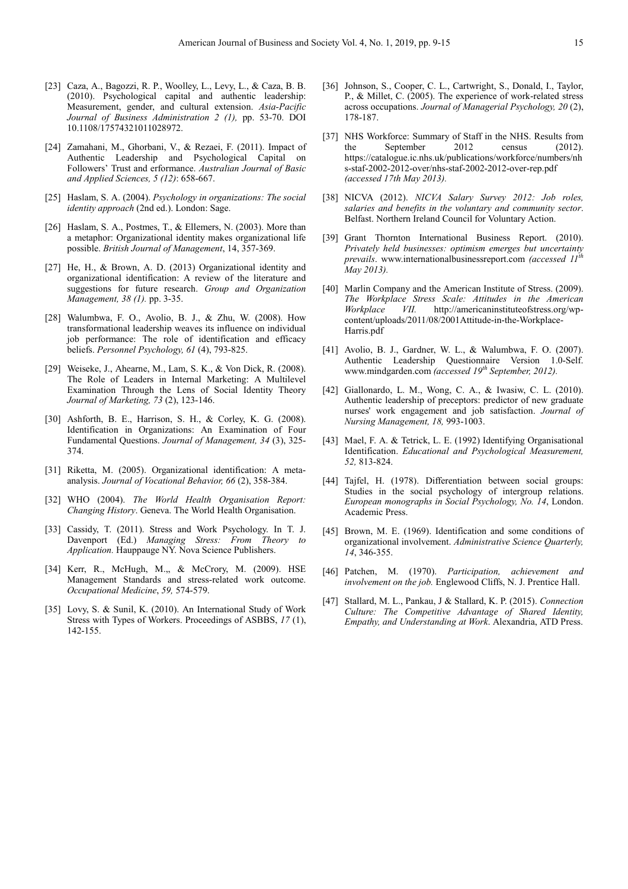[23] Caza, A., Bagozzi, R. P., Woolley, L., Levy, L., & Caza, B. B. (2010). Psychological capital and authentic leadership: Measurement, gender, and cultural extension. *Asia-Pacific Journal of Business Administration 2 (1),* pp. 53-70. DOI 10.1108/17574321011028972.

[24] Zamahani, M., Ghorbani, V., & Rezaei, F. (2011). Impact of Authentic Leadership and Psychological Capital on Followers' Trust and erformance. *Australian Journal of Basic and Applied Sciences, 5 (12)*: 658-667.

[25] Haslam, S. A. (2004). *Psychology in organizations: The social identity approach* (2nd ed.). London: Sage.

[26] Haslam, S. A., Postmes, T., & Ellemers, N. (2003). More than a metaphor: Organizational identity makes organizational life possible. *British Journal of Management*, 14, 357-369.

[27] He, H., & Brown, A. D. (2013) Organizational identity and organizational identification: A review of the literature and suggestions for future research. *Group and Organization Management, 38 (1).* pp. 3-35.

[28] Walumbwa, F. O., Avolio, B. J., & Zhu, W. (2008). How transformational leadership weaves its influence on individual job performance: The role of identification and efficacy beliefs. *Personnel Psychology, 61* (4), 793-825.

[29] Weiseke, J., Ahearne, M., Lam, S. K., & Von Dick, R. (2008). The Role of Leaders in Internal Marketing: A Multilevel Examination Through the Lens of Social Identity Theory *Journal of Marketing, 73* (2), 123-146.

[30] Ashforth, B. E., Harrison, S. H., & Corley, K. G. (2008). Identification in Organizations: An Examination of Four Fundamental Questions. *Journal of Management, 34* (3), 325-374.

[31] Riketta, M. (2005). Organizational identification: A meta-analysis. *Journal of Vocational Behavior, 66* (2), 358-384.

[32] WHO (2004). *The World Health Organisation Report: Changing History*. Geneva. The World Health Organisation.

[33] Cassidy, T. (2011). Stress and Work Psychology. In T. J. Davenport (Ed.) *Managing Stress: From Theory to Application.* Hauppauge NY. Nova Science Publishers.

[34] Kerr, R., McHugh, M.,, & McCrory, M. (2009). HSE Management Standards and stress-related work outcome. *Occupational Medicine*, *59,* 574-579.

[35] Lovy, S. & Sunil, K. (2010). An International Study of Work Stress with Types of Workers. Proceedings of ASBBS, *17* (1), 142-155.

[36] Johnson, S., Cooper, C. L., Cartwright, S., Donald, I., Taylor, P., & Millet, C. (2005). The experience of work-related stress across occupations. *Journal of Managerial Psychology, 20* (2), 178-187.

[37] NHS Workforce: Summary of Staff in the NHS. Results from the September 2012 census (2012). https://catalogue.ic.nhs.uk/publications/workforce/numbers/nhs-staf-2002-2012-over/nhs-staf-2002-2012-over-rep.pdf *(accessed 17th May 2013).*

[38] NICVA (2012). *NICVA Salary Survey 2012: Job roles, salaries and benefits in the voluntary and community sector*. Belfast. Northern Ireland Council for Voluntary Action.

[39] Grant Thornton International Business Report. (2010). *Privately held businesses: optimism emerges but uncertainty prevails*. www.internationalbusinessreport.com *(accessed 11th May 2013).*

[40] Marlin Company and the American Institute of Stress. (2009). *The Workplace Stress Scale: Attitudes in the American Workplace VII.* http://americaninstituteofstress.org/wp-content/uploads/2011/08/2001Attitude-in-the-Workplace-Harris.pdf

[41] Avolio, B. J., Gardner, W. L., & Walumbwa, F. O. (2007). Authentic Leadership Questionnaire Version 1.0-Self. www.mindgarden.com *(accessed 19th September, 2012).*

[42] Giallonardo, L. M., Wong, C. A., & Iwasiw, C. L. (2010). Authentic leadership of preceptors: predictor of new graduate nurses' work engagement and job satisfaction. *Journal of Nursing Management, 18,* 993-1003.

[43] Mael, F. A. & Tetrick, L. E. (1992) Identifying Organisational Identification. *Educational and Psychological Measurement, 52,* 813-824.

[44] Tajfel, H. (1978). Differentiation between social groups: Studies in the social psychology of intergroup relations. *European monographs in Social Psychology, No. 14*, London. Academic Press.

[45] Brown, M. E. (1969). Identification and some conditions of organizational involvement. *Administrative Science Quarterly, 14*, 346-355.

[46] Patchen, M. (1970). *Participation, achievement and involvement on the job.* Englewood Cliffs, N. J. Prentice Hall.

[47] Stallard, M. L., Pankau, J & Stallard, K. P. (2015). *Connection Culture: The Competitive Advantage of Shared Identity, Empathy, and Understanding at Work*. Alexandria, ATD Press.